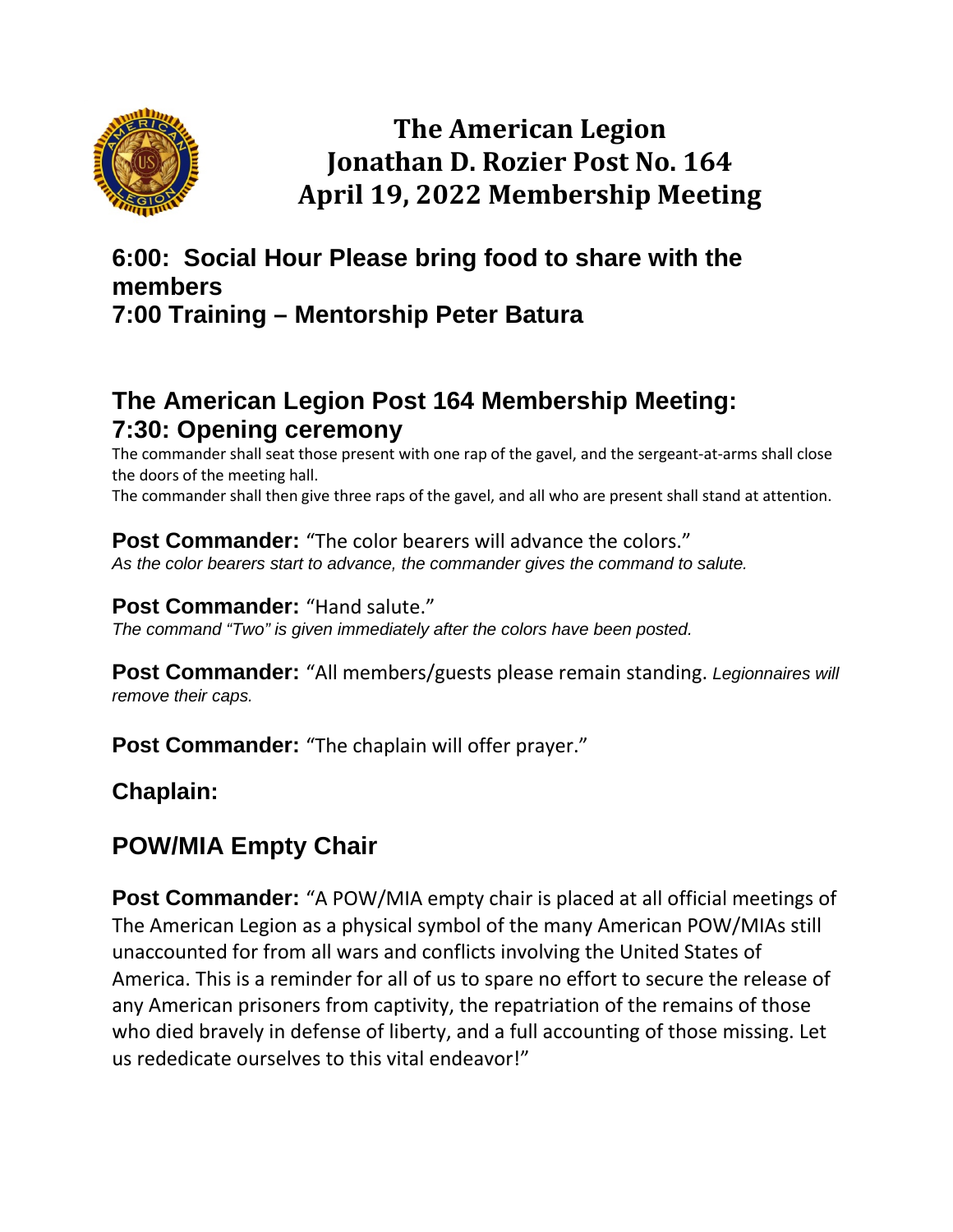# The American Legion
# Jonathan D. Rozier Post No. 164
# April 19, 2022 Membership Meeting

## 6:00: Social Hour Please bring food to share with the members
## 7:00 Training – Mentorship Peter Batura

## The American Legion Post 164 Membership Meeting:
## 7:30: Opening ceremony

The commander shall seat those present with one rap of the gavel, and the sergeant-at-arms shall close the doors of the meeting hall.
The commander shall then give three raps of the gavel, and all who are present shall stand at attention.

**Post Commander:** "The color bearers will advance the colors."
*As the color bearers start to advance, the commander gives the command to salute.*

**Post Commander:** "Hand salute."
*The command "Two" is given immediately after the colors have been posted.*

**Post Commander:** "All members/guests please remain standing. *Legionnaires will remove their caps.*

**Post Commander:** "The chaplain will offer prayer."

**Chaplain:**

## POW/MIA Empty Chair

**Post Commander:** "A POW/MIA empty chair is placed at all official meetings of The American Legion as a physical symbol of the many American POW/MIAs still unaccounted for from all wars and conflicts involving the United States of America. This is a reminder for all of us to spare no effort to secure the release of any American prisoners from captivity, the repatriation of the remains of those who died bravely in defense of liberty, and a full accounting of those missing. Let us rededicate ourselves to this vital endeavor!"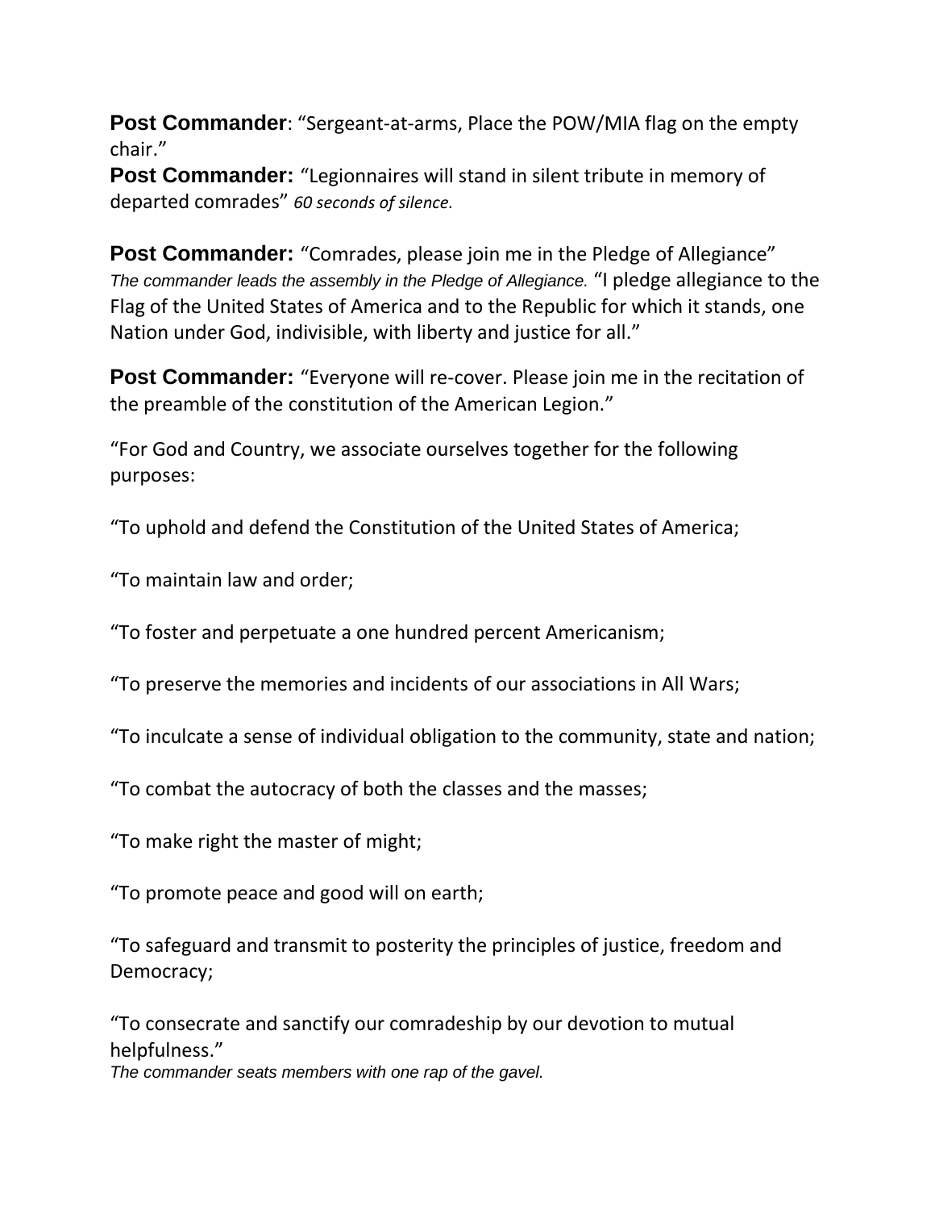**Post Commander**: "Sergeant-at-arms, Place the POW/MIA flag on the empty chair."

**Post Commander:** "Legionnaires will stand in silent tribute in memory of departed comrades" *60 seconds of silence.*

**Post Commander:** "Comrades, please join me in the Pledge of Allegiance" *The commander leads the assembly in the Pledge of Allegiance.* "I pledge allegiance to the Flag of the United States of America and to the Republic for which it stands, one Nation under God, indivisible, with liberty and justice for all."

**Post Commander:** "Everyone will re-cover. Please join me in the recitation of the preamble of the constitution of the American Legion."

"For God and Country, we associate ourselves together for the following purposes:

"To uphold and defend the Constitution of the United States of America;

"To maintain law and order;

"To foster and perpetuate a one hundred percent Americanism;

"To preserve the memories and incidents of our associations in All Wars;

"To inculcate a sense of individual obligation to the community, state and nation;

"To combat the autocracy of both the classes and the masses;

"To make right the master of might;

"To promote peace and good will on earth;

"To safeguard and transmit to posterity the principles of justice, freedom and Democracy;

"To consecrate and sanctify our comradeship by our devotion to mutual helpfulness."

*The commander seats members with one rap of the gavel.*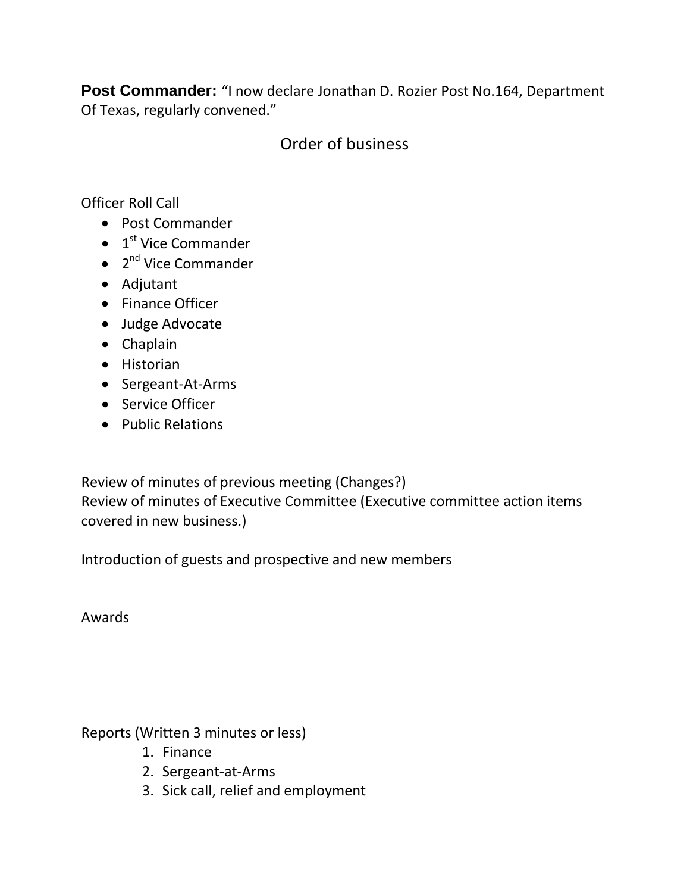**Post Commander:** "I now declare Jonathan D. Rozier Post No.164, Department Of Texas, regularly convened."

## Order of business

Officer Roll Call

- Post Commander
- 1st Vice Commander
- 2nd Vice Commander
- Adjutant
- Finance Officer
- Judge Advocate
- Chaplain
- Historian
- Sergeant-At-Arms
- Service Officer
- Public Relations

Review of minutes of previous meeting (Changes?)
Review of minutes of Executive Committee (Executive committee action items covered in new business.)

Introduction of guests and prospective and new members

Awards

Reports (Written 3 minutes or less)

1. Finance
2. Sergeant-at-Arms
3. Sick call, relief and employment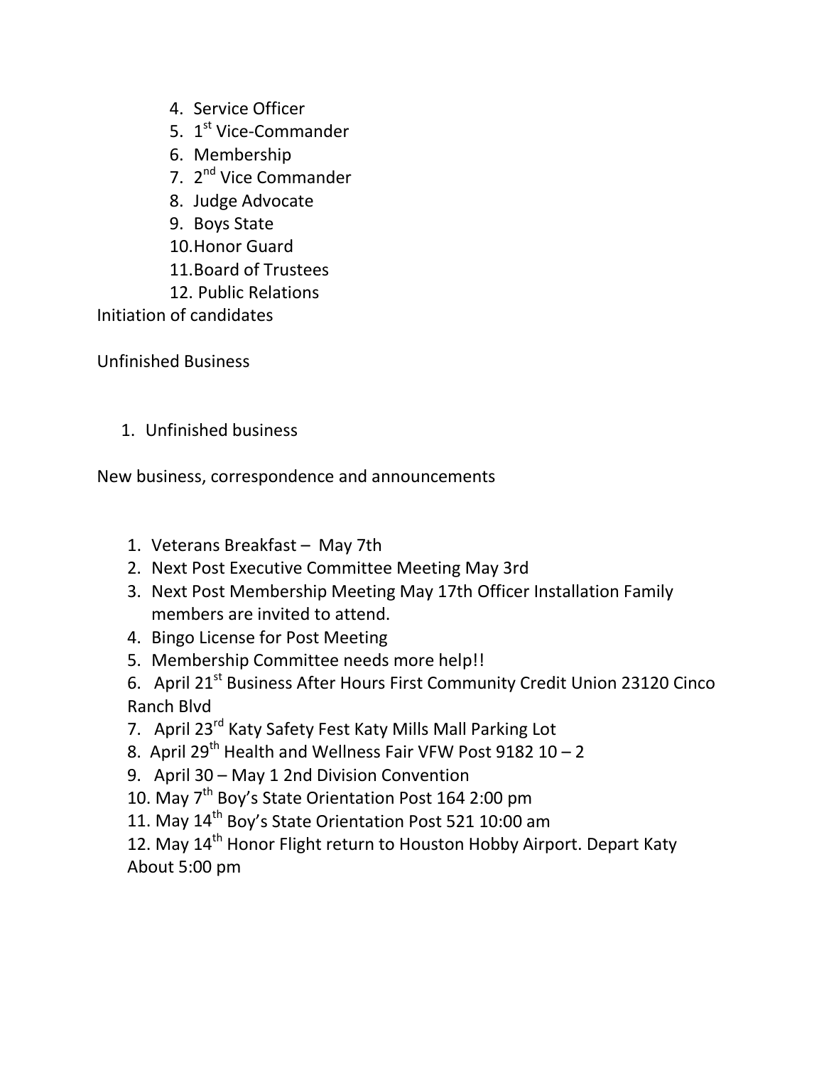4. Service Officer
5. 1st Vice-Commander
6. Membership
7. 2nd Vice Commander
8. Judge Advocate
9. Boys State
10. Honor Guard
11. Board of Trustees
12. Public Relations

Initiation of candidates

Unfinished Business

1. Unfinished business

New business, correspondence and announcements

1. Veterans Breakfast – May 7th
2. Next Post Executive Committee Meeting May 3rd
3. Next Post Membership Meeting May 17th Officer Installation Family members are invited to attend.
4. Bingo License for Post Meeting
5. Membership Committee needs more help!!
6. April 21st Business After Hours First Community Credit Union 23120 Cinco Ranch Blvd
7. April 23rd Katy Safety Fest Katy Mills Mall Parking Lot
8. April 29th Health and Wellness Fair VFW Post 9182 10 – 2
9. April 30 – May 1 2nd Division Convention
10. May 7th Boy's State Orientation Post 164 2:00 pm
11. May 14th Boy's State Orientation Post 521 10:00 am
12. May 14th Honor Flight return to Houston Hobby Airport. Depart Katy About 5:00 pm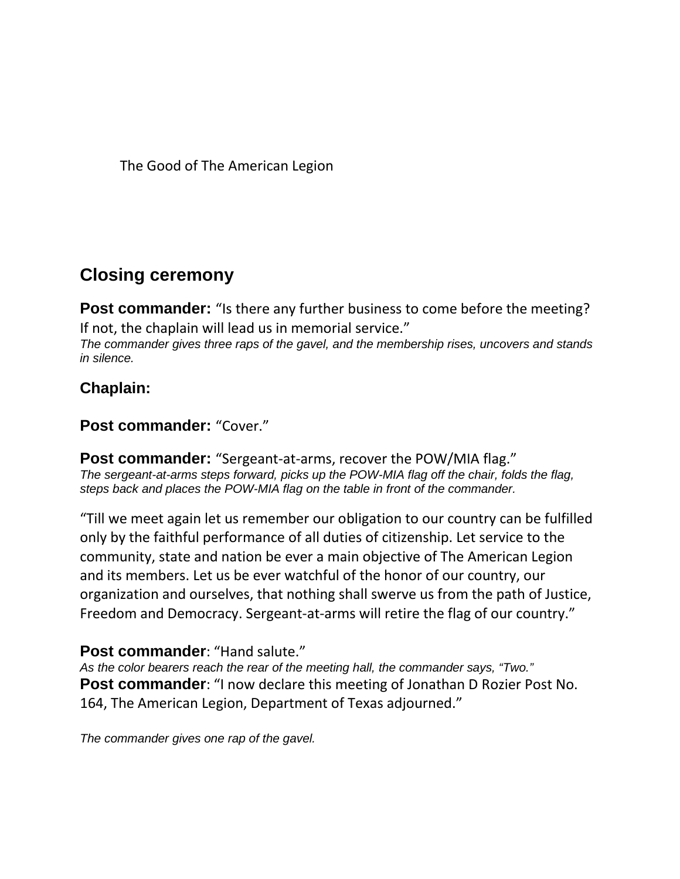The Good of The American Legion

## Closing ceremony

**Post commander:** "Is there any further business to come before the meeting? If not, the chaplain will lead us in memorial service."

*The commander gives three raps of the gavel, and the membership rises, uncovers and stands in silence.*

**Chaplain:**

**Post commander:** "Cover."

**Post commander:** "Sergeant-at-arms, recover the POW/MIA flag."

*The sergeant-at-arms steps forward, picks up the POW-MIA flag off the chair, folds the flag, steps back and places the POW-MIA flag on the table in front of the commander.*

"Till we meet again let us remember our obligation to our country can be fulfilled only by the faithful performance of all duties of citizenship. Let service to the community, state and nation be ever a main objective of The American Legion and its members. Let us be ever watchful of the honor of our country, our organization and ourselves, that nothing shall swerve us from the path of Justice, Freedom and Democracy. Sergeant-at-arms will retire the flag of our country."

**Post commander**: "Hand salute."

*As the color bearers reach the rear of the meeting hall, the commander says, "Two."*

**Post commander**: "I now declare this meeting of Jonathan D Rozier Post No. 164, The American Legion, Department of Texas adjourned."

*The commander gives one rap of the gavel.*